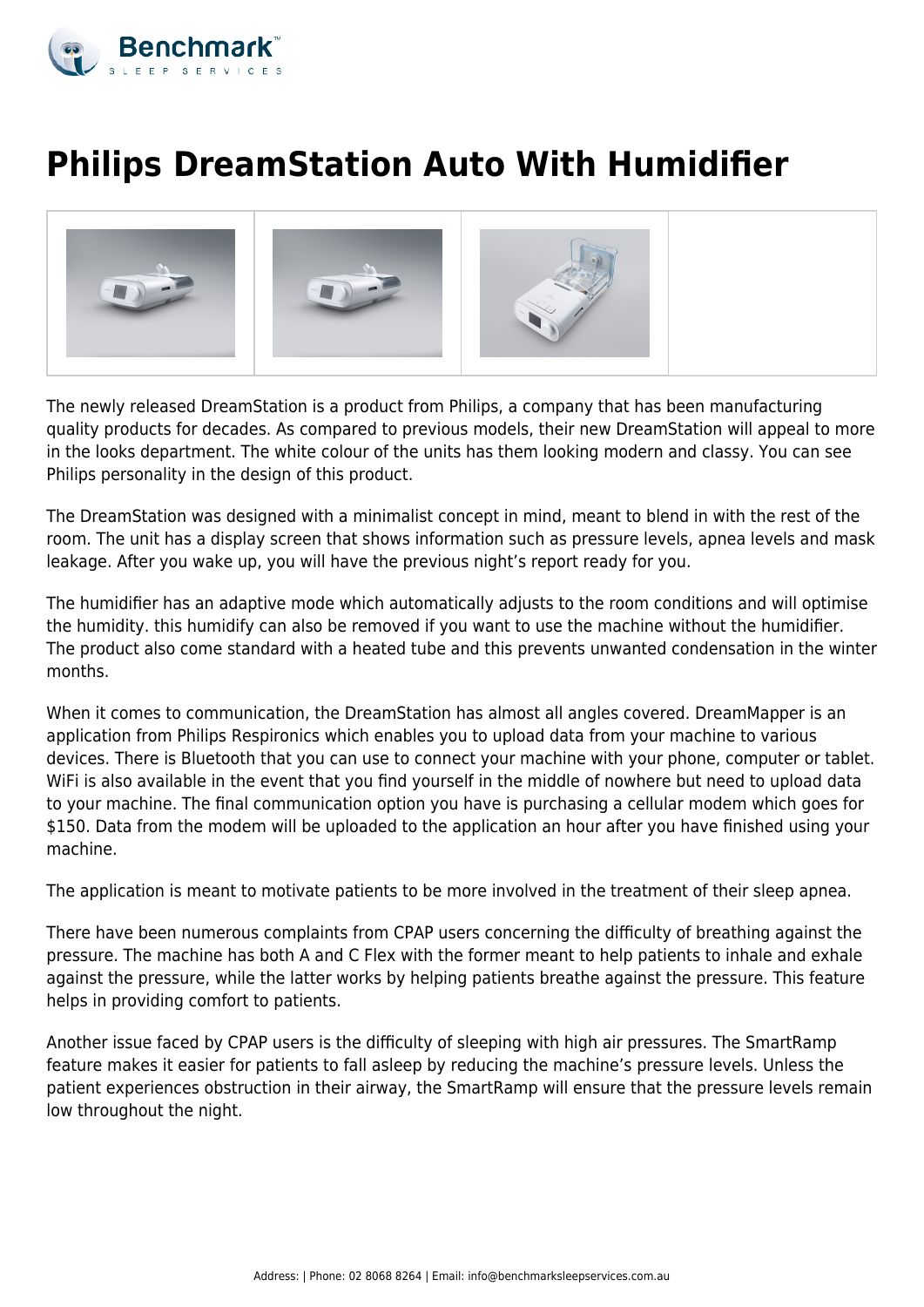# Philips DreamStation Auto With Humidifier

The newly released DreamStation is a product from Philips, a company that has been manufacturing quality products for decades. As compared to previous models, their new DreamStation will appeal to more in the looks department. The white colour of the units has them looking modern and classy. You can see Philips personality in the design of this product.

The DreamStation was designed with a minimalist concept in mind, meant to blend in with the rest of the room. The unit has a display screen that shows information such as pressure levels, apnea levels and mask leakage. After you wake up, you will have the previous night's report ready for you.

The humidifier has an adaptive mode which automatically adjusts to the room conditions and will optimise the humidity. this humidify can also be removed if you want to use the machine without the humidifier. The product also come standard with a heated tube and this prevents unwanted condensation in the winter months.

When it comes to communication, the DreamStation has almost all angles covered. DreamMapper is an application from Philips Respironics which enables you to upload data from your machine to various devices. There is Bluetooth that you can use to connect your machine with your phone, computer or tablet. WiFi is also available in the event that you find yourself in the middle of nowhere but need to upload data to your machine. The final communication option you have is purchasing a cellular modem which goes for $150. Data from the modem will be uploaded to the application an hour after you have finished using your machine.

The application is meant to motivate patients to be more involved in the treatment of their sleep apnea.

There have been numerous complaints from CPAP users concerning the difficulty of breathing against the pressure. The machine has both A and C Flex with the former meant to help patients to inhale and exhale against the pressure, while the latter works by helping patients breathe against the pressure. This feature helps in providing comfort to patients.

Another issue faced by CPAP users is the difficulty of sleeping with high air pressures. The SmartRamp feature makes it easier for patients to fall asleep by reducing the machine's pressure levels. Unless the patient experiences obstruction in their airway, the SmartRamp will ensure that the pressure levels remain low throughout the night.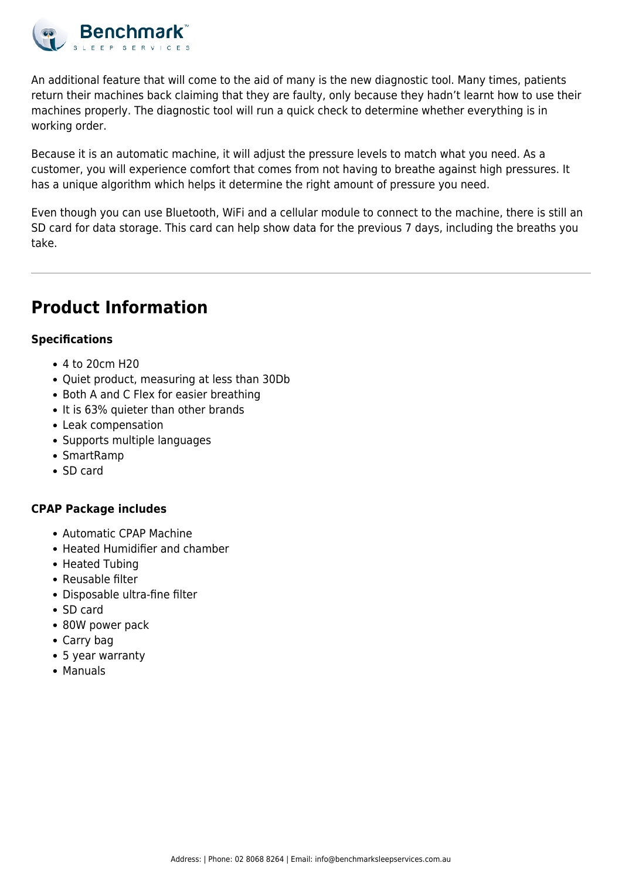An additional feature that will come to the aid of many is the new diagnostic tool. Many times, patients return their machines back claiming that they are faulty, only because they hadn't learnt how to use their machines properly. The diagnostic tool will run a quick check to determine whether everything is in working order.

Because it is an automatic machine, it will adjust the pressure levels to match what you need. As a customer, you will experience comfort that comes from not having to breathe against high pressures. It has a unique algorithm which helps it determine the right amount of pressure you need.

Even though you can use Bluetooth, WiFi and a cellular module to connect to the machine, there is still an SD card for data storage. This card can help show data for the previous 7 days, including the breaths you take.

---

## Product Information

### Specifications

- 4 to 20cm H20
- Quiet product, measuring at less than 30Db
- Both A and C Flex for easier breathing
- It is 63% quieter than other brands
- Leak compensation
- Supports multiple languages
- SmartRamp
- SD card

### CPAP Package includes

- Automatic CPAP Machine
- Heated Humidifier and chamber
- Heated Tubing
- Reusable filter
- Disposable ultra-fine filter
- SD card
- 80W power pack
- Carry bag
- 5 year warranty
- Manuals